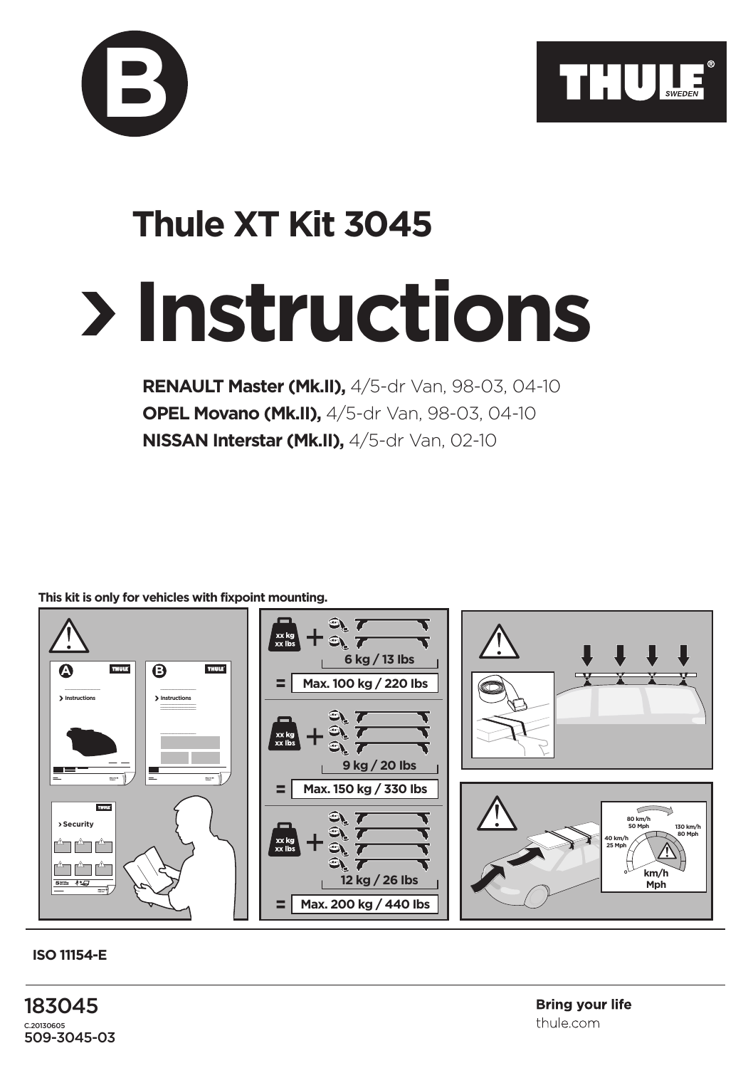B

THULE SWEDEN

# Thule XT Kit 3045

# › Instructions

**RENAULT Master (Mk.II),** 4/5-dr Van, 98-03, 04-10
**OPEL Movano (Mk.II),** 4/5-dr Van, 98-03, 04-10
**NISSAN Interstar (Mk.II),** 4/5-dr Van, 02-10

**This kit is only for vehicles with fixpoint mounting.**

xx kg / xx lbs + 6 kg / 13 lbs = Max. 100 kg / 220 lbs

xx kg / xx lbs + 9 kg / 20 lbs = Max. 150 kg / 330 lbs

xx kg / xx lbs + 12 kg / 26 lbs = Max. 200 kg / 440 lbs

40 km/h 25 Mph — 80 km/h 50 Mph — 130 km/h 80 Mph

**ISO 11154-E**

183045
C.20130605
509-3045-03

**Bring your life**
thule.com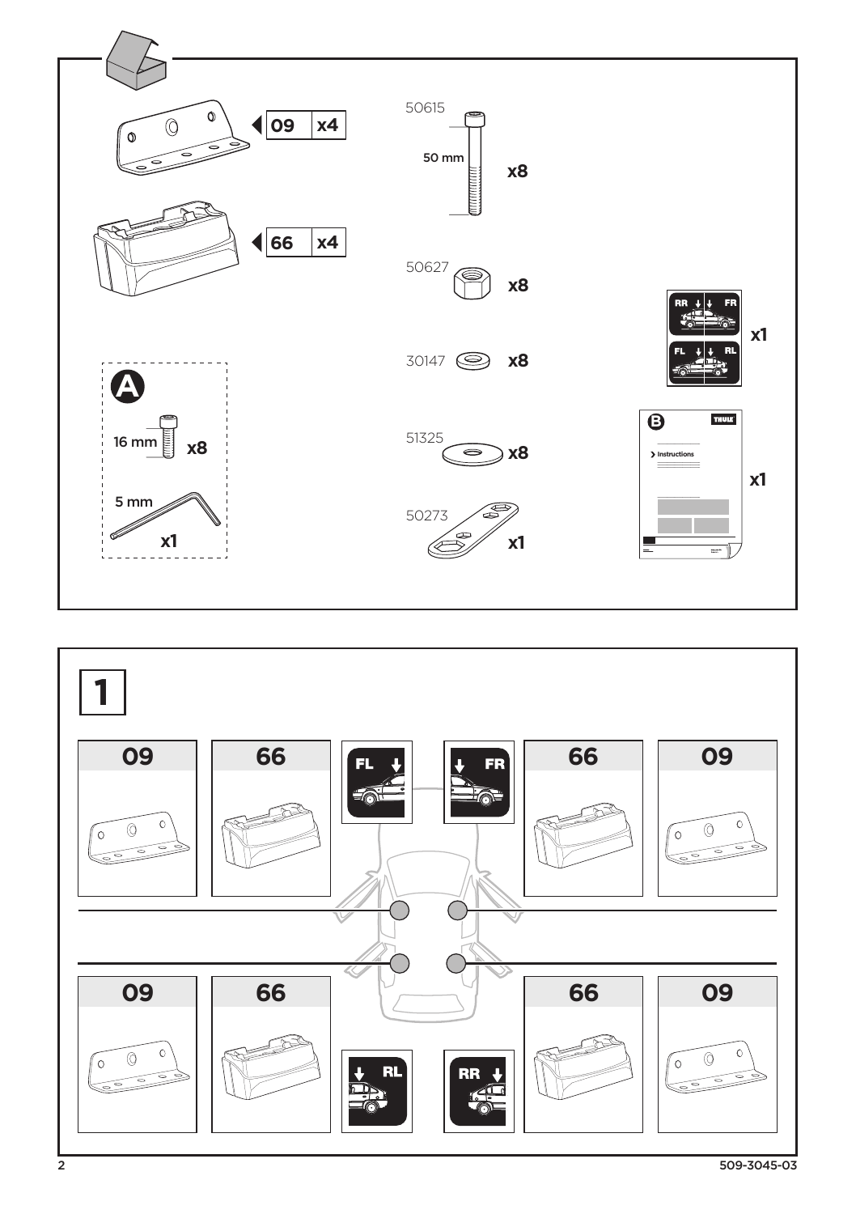| Part | Qty |
|---|---|
| 09 | x4 |
| 66 | x4 |

50615

50 mm

x8

50627 x8

30147 x8

51325 x8

50273 x1

RR FR FL RL x1

**A**

16 mm x8

5 mm x1

**B**

THULE

> Instructions

x1

# 1

| 09 | 66 | FL | FR | 66 | 09 |
|---|---|---|---|---|---|
| 09 | 66 | RL | RR | 66 | 09 |

509-3045-03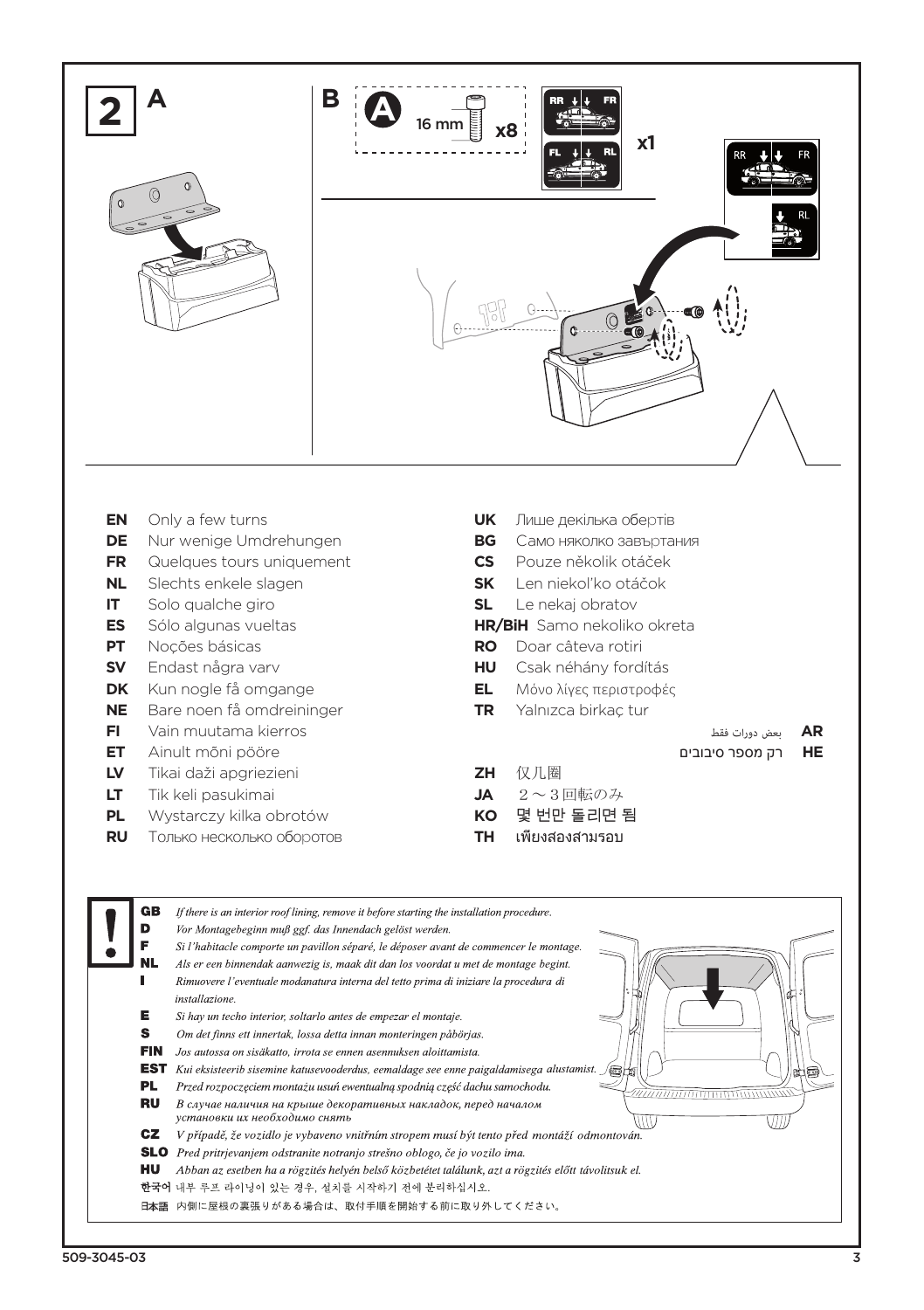## 2

**A**

**B**

A 16 mm x8

RR FR
FL RL
x1

RR FR
RL

- **EN** Only a few turns
- **DE** Nur wenige Umdrehungen
- **FR** Quelques tours uniquement
- **NL** Slechts enkele slagen
- **IT** Solo qualche giro
- **ES** Sólo algunas vueltas
- **PT** Noções básicas
- **SV** Endast några varv
- **DK** Kun nogle få omgange
- **NE** Bare noen få omdreininger
- **FI** Vain muutama kierros
- **ET** Ainult mõni pööre
- **LV** Tikai daži apgriezieni
- **LT** Tik keli pasukimai
- **PL** Wystarczy kilka obrotów
- **RU** Только несколько оборотов
- **UK** Лише декілька обертів
- **BG** Само няколко завъртания
- **CS** Pouze několik otáček
- **SK** Len niekoľko otáčok
- **SL** Le nekaj obratov
- **HR/BiH** Samo nekoliko okreta
- **RO** Doar câteva rotiri
- **HU** Csak néhány fordítás
- **EL** Μόνο λίγες περιστροφές
- **TR** Yalnızca birkaç tur
- **AR** بعض دورات فقط
- **HE** רק מספר סיבובים
- **ZH** 仅几圈
- **JA** ２～３回転のみ
- **KO** 몇 번만 돌리면 됨
- **TH** เพียงสองสามรอบ

**!**

- **GB** *If there is an interior roof lining, remove it before starting the installation procedure.*
- **D** *Vor Montagebeginn muß ggf. das Innendach gelöst werden.*
- **F** *Si l'habitacle comporte un pavillon séparé, le déposer avant de commencer le montage.*
- **NL** *Als er een binnendak aanwezig is, maak dit dan los voordat u met de montage begint.*
- **I** *Rimuovere l'eventuale modanatura interna del tetto prima di iniziare la procedura di installazione.*
- **E** *Si hay un techo interior, soltarlo antes de empezar el montaje.*
- **S** *Om det finns ett innertak, lossa detta innan monteringen påbörjas.*
- **FIN** *Jos autossa on sisäkatto, irrota se ennen asennuksen aloittamista.*
- **EST** *Kui eksisteerib sisemine katusevooderdus, eemaldage see enne paigaldamisega alustamist.*
- **PL** *Przed rozpoczęciem montażu usuń ewentualną spodnią część dachu samochodu.*
- **RU** *В случае наличия на крыше декоративных накладок, перед началом установки их необходимо снять*
- **CZ** *V případě, že vozidlo je vybaveno vnitřním stropem musí být tento před montáží odmontován.*
- **SLO** *Pred pritrjevanjem odstranite notranjo strešno oblogo, če jo vozilo ima.*
- **HU** *Abban az esetben ha a rögzítés helyén belső közbetétet találunk, azt a rögzítés előtt távolitsuk el.*
- **한국어** 내부 루프 라이닝이 있는 경우, 설치를 시작하기 전에 분리하십시오.
- **日本語** 内側に屋根の裏張りがある場合は、取付手順を開始する前に取り外してください。

509-3045-03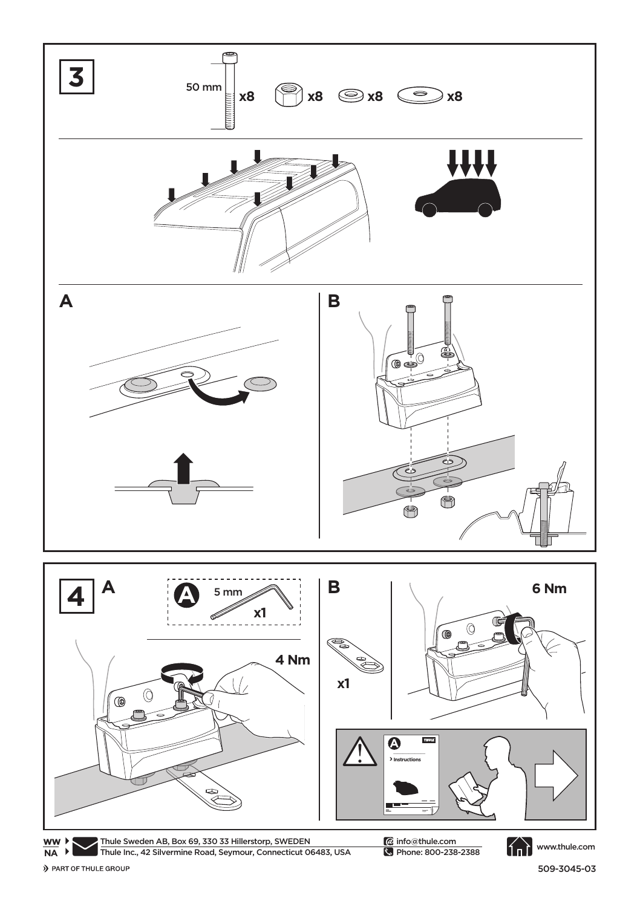**3**

50 mm x8 x8 x8 x8

**A**

**B**

**4** **A**

5 mm x1

4 Nm

**B**

x1

6 Nm

Instructions

WW Thule Sweden AB, Box 69, 330 33 Hillerstorp, SWEDEN

NA Thule Inc., 42 Silvermine Road, Seymour, Connecticut 06483, USA

info@thule.com

Phone: 800-238-2388

www.thule.com

PART OF THULE GROUP

509-3045-03